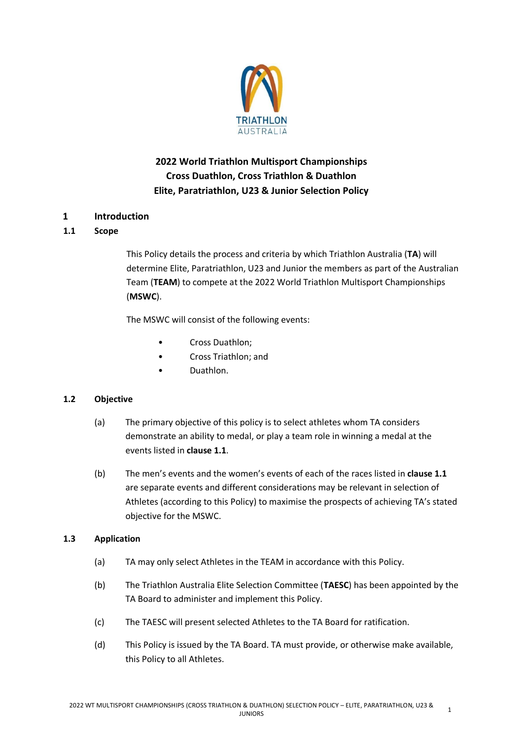TRIATHLON AUSTRALIA

# 2022 World Triathlon Multisport Championships Cross Duathlon, Cross Triathlon & Duathlon Elite, Paratriathlon, U23 & Junior Selection Policy

## 1 Introduction

### 1.1 Scope

This Policy details the process and criteria by which Triathlon Australia (**TA**) will determine Elite, Paratriathlon, U23 and Junior the members as part of the Australian Team (**TEAM**) to compete at the 2022 World Triathlon Multisport Championships (**MSWC**).

The MSWC will consist of the following events:

- Cross Duathlon;
- Cross Triathlon; and
- Duathlon.

### 1.2 Objective

(a) The primary objective of this policy is to select athletes whom TA considers demonstrate an ability to medal, or play a team role in winning a medal at the events listed in **clause 1.1**.

(b) The men's events and the women's events of each of the races listed in **clause 1.1** are separate events and different considerations may be relevant in selection of Athletes (according to this Policy) to maximise the prospects of achieving TA's stated objective for the MSWC.

### 1.3 Application

(a) TA may only select Athletes in the TEAM in accordance with this Policy.

(b) The Triathlon Australia Elite Selection Committee (**TAESC**) has been appointed by the TA Board to administer and implement this Policy.

(c) The TAESC will present selected Athletes to the TA Board for ratification.

(d) This Policy is issued by the TA Board. TA must provide, or otherwise make available, this Policy to all Athletes.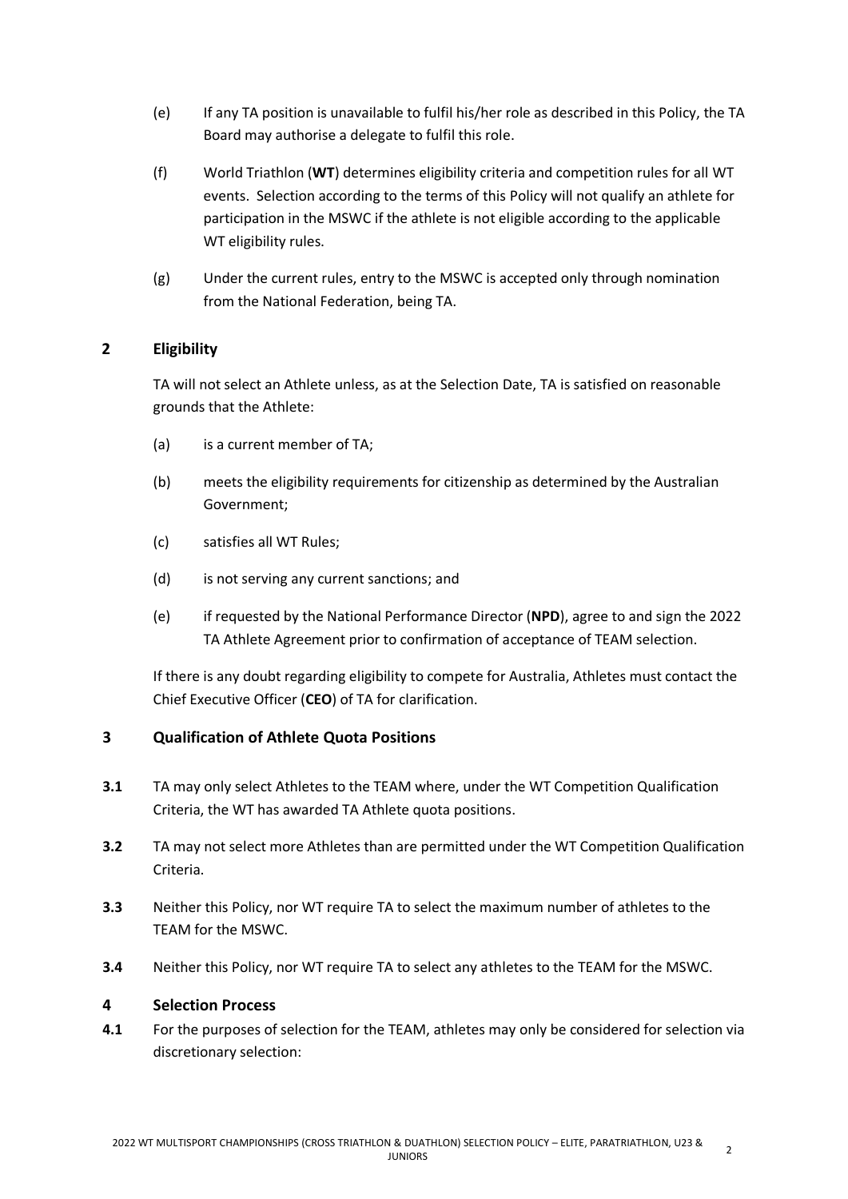(e) If any TA position is unavailable to fulfil his/her role as described in this Policy, the TA Board may authorise a delegate to fulfil this role.

(f) World Triathlon (**WT**) determines eligibility criteria and competition rules for all WT events. Selection according to the terms of this Policy will not qualify an athlete for participation in the MSWC if the athlete is not eligible according to the applicable WT eligibility rules.

(g) Under the current rules, entry to the MSWC is accepted only through nomination from the National Federation, being TA.

## 2 Eligibility

TA will not select an Athlete unless, as at the Selection Date, TA is satisfied on reasonable grounds that the Athlete:

(a) is a current member of TA;

(b) meets the eligibility requirements for citizenship as determined by the Australian Government;

(c) satisfies all WT Rules;

(d) is not serving any current sanctions; and

(e) if requested by the National Performance Director (**NPD**), agree to and sign the 2022 TA Athlete Agreement prior to confirmation of acceptance of TEAM selection.

If there is any doubt regarding eligibility to compete for Australia, Athletes must contact the Chief Executive Officer (**CEO**) of TA for clarification.

## 3 Qualification of Athlete Quota Positions

**3.1** TA may only select Athletes to the TEAM where, under the WT Competition Qualification Criteria, the WT has awarded TA Athlete quota positions.

**3.2** TA may not select more Athletes than are permitted under the WT Competition Qualification Criteria.

**3.3** Neither this Policy, nor WT require TA to select the maximum number of athletes to the TEAM for the MSWC.

**3.4** Neither this Policy, nor WT require TA to select any athletes to the TEAM for the MSWC.

## 4 Selection Process

**4.1** For the purposes of selection for the TEAM, athletes may only be considered for selection via discretionary selection: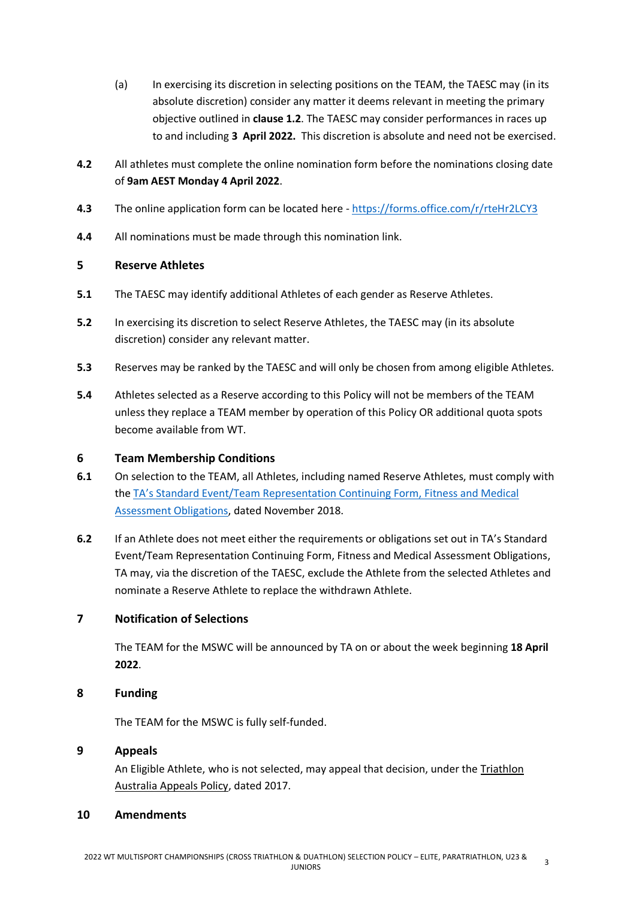(a) In exercising its discretion in selecting positions on the TEAM, the TAESC may (in its absolute discretion) consider any matter it deems relevant in meeting the primary objective outlined in **clause 1.2**. The TAESC may consider performances in races up to and including **3 April 2022.** This discretion is absolute and need not be exercised.

**4.2** All athletes must complete the online nomination form before the nominations closing date of **9am AEST Monday 4 April 2022**.

**4.3** The online application form can be located here - [https://forms.office.com/r/rteHr2LCY3](https://forms.office.com/r/rteHr2LCY3)

**4.4** All nominations must be made through this nomination link.

## 5 Reserve Athletes

**5.1** The TAESC may identify additional Athletes of each gender as Reserve Athletes.

**5.2** In exercising its discretion to select Reserve Athletes, the TAESC may (in its absolute discretion) consider any relevant matter.

**5.3** Reserves may be ranked by the TAESC and will only be chosen from among eligible Athletes.

**5.4** Athletes selected as a Reserve according to this Policy will not be members of the TEAM unless they replace a TEAM member by operation of this Policy OR additional quota spots become available from WT.

## 6 Team Membership Conditions

**6.1** On selection to the TEAM, all Athletes, including named Reserve Athletes, must comply with the TA's Standard Event/Team Representation Continuing Form, Fitness and Medical Assessment Obligations, dated November 2018.

**6.2** If an Athlete does not meet either the requirements or obligations set out in TA's Standard Event/Team Representation Continuing Form, Fitness and Medical Assessment Obligations, TA may, via the discretion of the TAESC, exclude the Athlete from the selected Athletes and nominate a Reserve Athlete to replace the withdrawn Athlete.

## 7 Notification of Selections

The TEAM for the MSWC will be announced by TA on or about the week beginning **18 April 2022**.

## 8 Funding

The TEAM for the MSWC is fully self-funded.

## 9 Appeals

An Eligible Athlete, who is not selected, may appeal that decision, under the Triathlon Australia Appeals Policy, dated 2017.

## 10 Amendments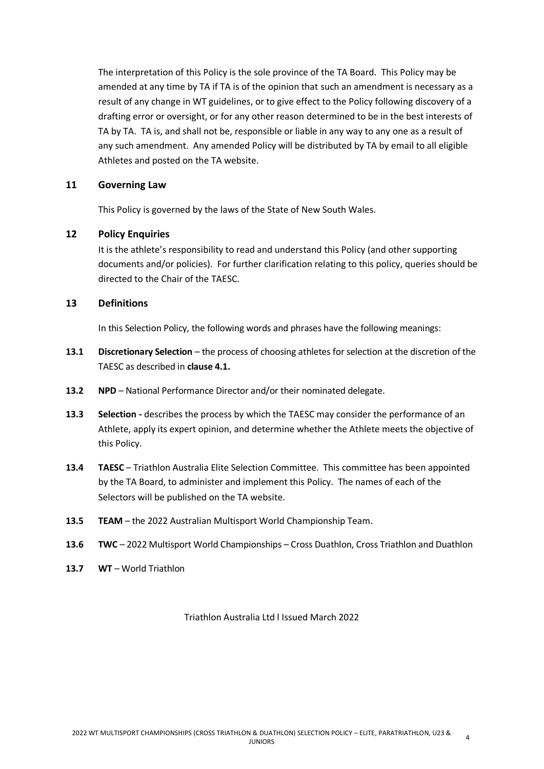The interpretation of this Policy is the sole province of the TA Board. This Policy may be amended at any time by TA if TA is of the opinion that such an amendment is necessary as a result of any change in WT guidelines, or to give effect to the Policy following discovery of a drafting error or oversight, or for any other reason determined to be in the best interests of TA by TA. TA is, and shall not be, responsible or liable in any way to any one as a result of any such amendment. Any amended Policy will be distributed by TA by email to all eligible Athletes and posted on the TA website.

## 11 Governing Law

This Policy is governed by the laws of the State of New South Wales.

## 12 Policy Enquiries

It is the athlete's responsibility to read and understand this Policy (and other supporting documents and/or policies). For further clarification relating to this policy, queries should be directed to the Chair of the TAESC.

## 13 Definitions

In this Selection Policy, the following words and phrases have the following meanings:

**13.1** **Discretionary Selection** – the process of choosing athletes for selection at the discretion of the TAESC as described in **clause 4.1.**

**13.2** **NPD** – National Performance Director and/or their nominated delegate.

**13.3** **Selection -** describes the process by which the TAESC may consider the performance of an Athlete, apply its expert opinion, and determine whether the Athlete meets the objective of this Policy.

**13.4** **TAESC** – Triathlon Australia Elite Selection Committee. This committee has been appointed by the TA Board, to administer and implement this Policy. The names of each of the Selectors will be published on the TA website.

**13.5** **TEAM** – the 2022 Australian Multisport World Championship Team.

**13.6** **TWC** – 2022 Multisport World Championships – Cross Duathlon, Cross Triathlon and Duathlon

**13.7** **WT** – World Triathlon

Triathlon Australia Ltd l Issued March 2022